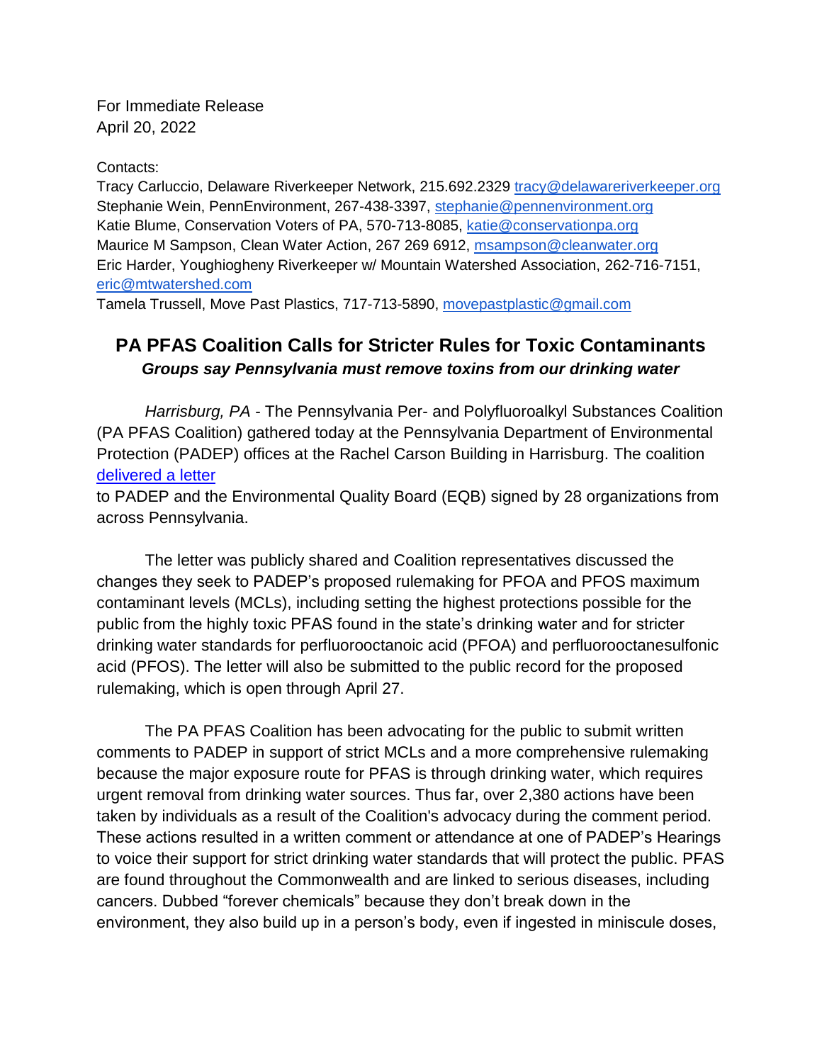For Immediate Release
April 20, 2022

Contacts:
Tracy Carluccio, Delaware Riverkeeper Network, 215.692.2329 tracy@delawareriverkeeper.org
Stephanie Wein, PennEnvironment, 267-438-3397, stephanie@pennenvironment.org
Katie Blume, Conservation Voters of PA, 570-713-8085, katie@conservationpa.org
Maurice M Sampson, Clean Water Action, 267 269 6912, msampson@cleanwater.org
Eric Harder, Youghiogheny Riverkeeper w/ Mountain Watershed Association, 262-716-7151, eric@mtwatershed.com
Tamela Trussell, Move Past Plastics, 717-713-5890, movepastplastic@gmail.com

## PA PFAS Coalition Calls for Stricter Rules for Toxic Contaminants

***Groups say Pennsylvania must remove toxins from our drinking water***

*Harrisburg, PA* - The Pennsylvania Per- and Polyfluoroalkyl Substances Coalition (PA PFAS Coalition) gathered today at the Pennsylvania Department of Environmental Protection (PADEP) offices at the Rachel Carson Building in Harrisburg. The coalition delivered a letter to PADEP and the Environmental Quality Board (EQB) signed by 28 organizations from across Pennsylvania.

The letter was publicly shared and Coalition representatives discussed the changes they seek to PADEP's proposed rulemaking for PFOA and PFOS maximum contaminant levels (MCLs), including setting the highest protections possible for the public from the highly toxic PFAS found in the state's drinking water and for stricter drinking water standards for perfluorooctanoic acid (PFOA) and perfluorooctanesulfonic acid (PFOS). The letter will also be submitted to the public record for the proposed rulemaking, which is open through April 27.

The PA PFAS Coalition has been advocating for the public to submit written comments to PADEP in support of strict MCLs and a more comprehensive rulemaking because the major exposure route for PFAS is through drinking water, which requires urgent removal from drinking water sources. Thus far, over 2,380 actions have been taken by individuals as a result of the Coalition's advocacy during the comment period. These actions resulted in a written comment or attendance at one of PADEP's Hearings to voice their support for strict drinking water standards that will protect the public. PFAS are found throughout the Commonwealth and are linked to serious diseases, including cancers. Dubbed "forever chemicals" because they don't break down in the environment, they also build up in a person's body, even if ingested in miniscule doses,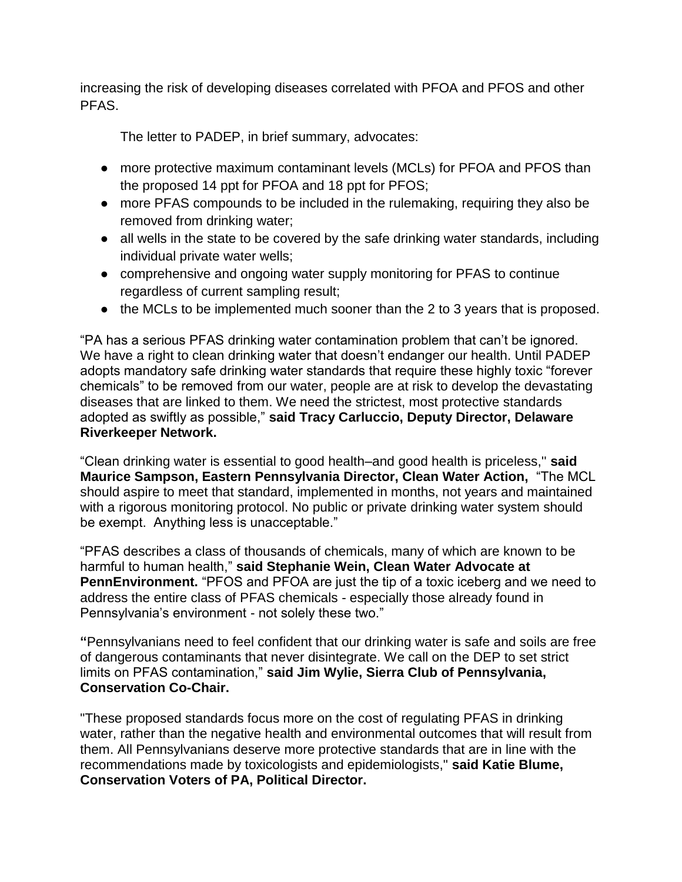increasing the risk of developing diseases correlated with PFOA and PFOS and other PFAS.

The letter to PADEP, in brief summary, advocates:

- more protective maximum contaminant levels (MCLs) for PFOA and PFOS than the proposed 14 ppt for PFOA and 18 ppt for PFOS;
- more PFAS compounds to be included in the rulemaking, requiring they also be removed from drinking water;
- all wells in the state to be covered by the safe drinking water standards, including individual private water wells;
- comprehensive and ongoing water supply monitoring for PFAS to continue regardless of current sampling result;
- the MCLs to be implemented much sooner than the 2 to 3 years that is proposed.

"PA has a serious PFAS drinking water contamination problem that can't be ignored. We have a right to clean drinking water that doesn't endanger our health. Until PADEP adopts mandatory safe drinking water standards that require these highly toxic "forever chemicals" to be removed from our water, people are at risk to develop the devastating diseases that are linked to them. We need the strictest, most protective standards adopted as swiftly as possible," **said Tracy Carluccio, Deputy Director, Delaware Riverkeeper Network.**

"Clean drinking water is essential to good health–and good health is priceless," **said Maurice Sampson, Eastern Pennsylvania Director, Clean Water Action,** "The MCL should aspire to meet that standard, implemented in months, not years and maintained with a rigorous monitoring protocol. No public or private drinking water system should be exempt. Anything less is unacceptable."

"PFAS describes a class of thousands of chemicals, many of which are known to be harmful to human health," **said Stephanie Wein, Clean Water Advocate at PennEnvironment.** "PFOS and PFOA are just the tip of a toxic iceberg and we need to address the entire class of PFAS chemicals - especially those already found in Pennsylvania's environment - not solely these two."

**"**Pennsylvanians need to feel confident that our drinking water is safe and soils are free of dangerous contaminants that never disintegrate. We call on the DEP to set strict limits on PFAS contamination," **said Jim Wylie, Sierra Club of Pennsylvania, Conservation Co-Chair.**

"These proposed standards focus more on the cost of regulating PFAS in drinking water, rather than the negative health and environmental outcomes that will result from them. All Pennsylvanians deserve more protective standards that are in line with the recommendations made by toxicologists and epidemiologists," **said Katie Blume, Conservation Voters of PA, Political Director.**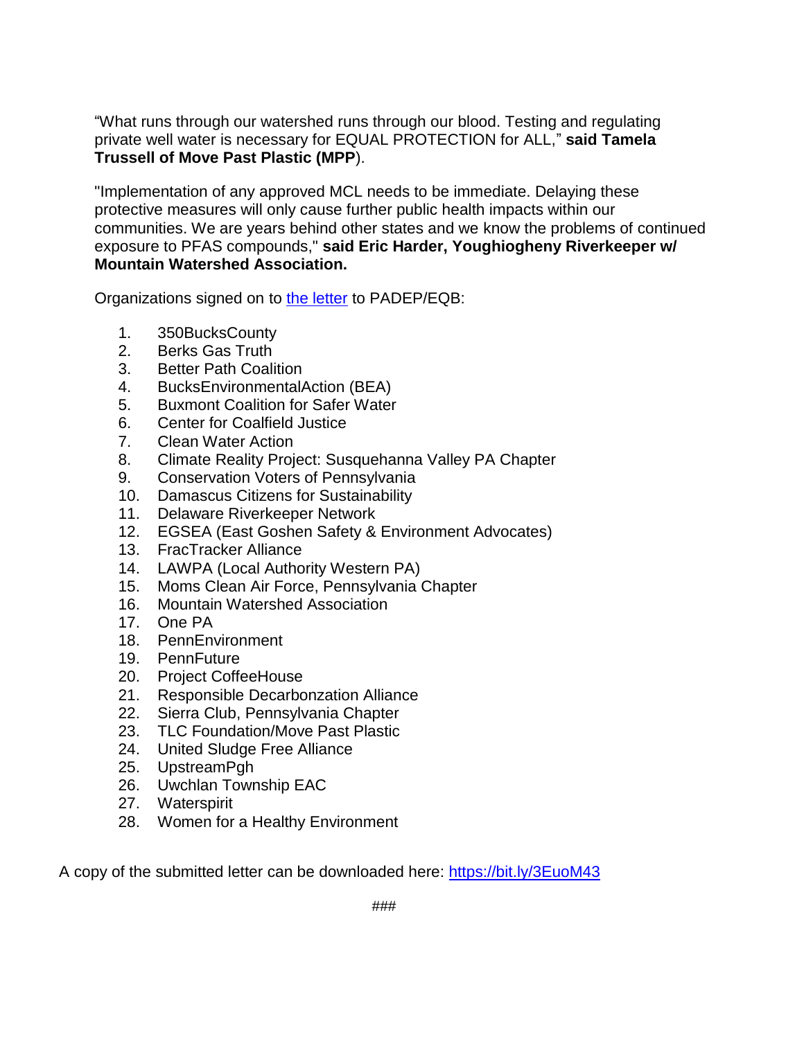“What runs through our watershed runs through our blood. Testing and regulating private well water is necessary for EQUAL PROTECTION for ALL,” **said Tamela Trussell of Move Past Plastic (MPP**).

"Implementation of any approved MCL needs to be immediate. Delaying these protective measures will only cause further public health impacts within our communities. We are years behind other states and we know the problems of continued exposure to PFAS compounds," **said Eric Harder, Youghiogheny Riverkeeper w/ Mountain Watershed Association.**

Organizations signed on to [the letter](https://bit.ly/3EuoM43) to PADEP/EQB:

1. 350BucksCounty
2. Berks Gas Truth
3. Better Path Coalition
4. BucksEnvironmentalAction (BEA)
5. Buxmont Coalition for Safer Water
6. Center for Coalfield Justice
7. Clean Water Action
8. Climate Reality Project: Susquehanna Valley PA Chapter
9. Conservation Voters of Pennsylvania
10. Damascus Citizens for Sustainability
11. Delaware Riverkeeper Network
12. EGSEA (East Goshen Safety & Environment Advocates)
13. FracTracker Alliance
14. LAWPA (Local Authority Western PA)
15. Moms Clean Air Force, Pennsylvania Chapter
16. Mountain Watershed Association
17. One PA
18. PennEnvironment
19. PennFuture
20. Project CoffeeHouse
21. Responsible Decarbonzation Alliance
22. Sierra Club, Pennsylvania Chapter
23. TLC Foundation/Move Past Plastic
24. United Sludge Free Alliance
25. UpstreamPgh
26. Uwchlan Township EAC
27. Waterspirit
28. Women for a Healthy Environment

A copy of the submitted letter can be downloaded here: https://bit.ly/3EuoM43

###